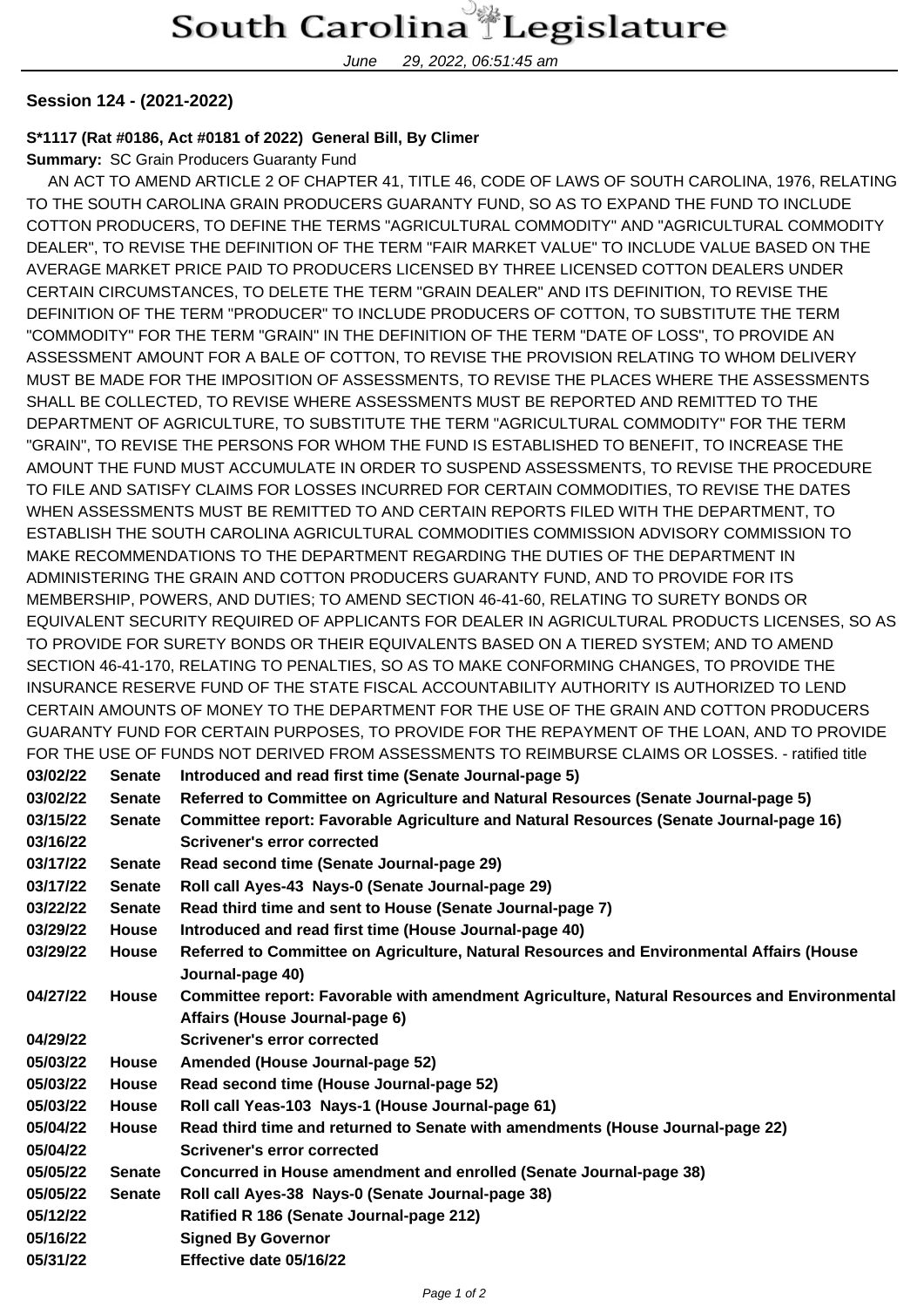# South Carolina Legislature

June 29, 2022, 06:51:45 am

**Session 124 - (2021-2022)**

**S*1117 (Rat #0186, Act #0181 of 2022) General Bill, By Climer**

**Summary:** SC Grain Producers Guaranty Fund

AN ACT TO AMEND ARTICLE 2 OF CHAPTER 41, TITLE 46, CODE OF LAWS OF SOUTH CAROLINA, 1976, RELATING TO THE SOUTH CAROLINA GRAIN PRODUCERS GUARANTY FUND, SO AS TO EXPAND THE FUND TO INCLUDE COTTON PRODUCERS, TO DEFINE THE TERMS "AGRICULTURAL COMMODITY" AND "AGRICULTURAL COMMODITY DEALER", TO REVISE THE DEFINITION OF THE TERM "FAIR MARKET VALUE" TO INCLUDE VALUE BASED ON THE AVERAGE MARKET PRICE PAID TO PRODUCERS LICENSED BY THREE LICENSED COTTON DEALERS UNDER CERTAIN CIRCUMSTANCES, TO DELETE THE TERM "GRAIN DEALER" AND ITS DEFINITION, TO REVISE THE DEFINITION OF THE TERM "PRODUCER" TO INCLUDE PRODUCERS OF COTTON, TO SUBSTITUTE THE TERM "COMMODITY" FOR THE TERM "GRAIN" IN THE DEFINITION OF THE TERM "DATE OF LOSS", TO PROVIDE AN ASSESSMENT AMOUNT FOR A BALE OF COTTON, TO REVISE THE PROVISION RELATING TO WHOM DELIVERY MUST BE MADE FOR THE IMPOSITION OF ASSESSMENTS, TO REVISE THE PLACES WHERE THE ASSESSMENTS SHALL BE COLLECTED, TO REVISE WHERE ASSESSMENTS MUST BE REPORTED AND REMITTED TO THE DEPARTMENT OF AGRICULTURE, TO SUBSTITUTE THE TERM "AGRICULTURAL COMMODITY" FOR THE TERM "GRAIN", TO REVISE THE PERSONS FOR WHOM THE FUND IS ESTABLISHED TO BENEFIT, TO INCREASE THE AMOUNT THE FUND MUST ACCUMULATE IN ORDER TO SUSPEND ASSESSMENTS, TO REVISE THE PROCEDURE TO FILE AND SATISFY CLAIMS FOR LOSSES INCURRED FOR CERTAIN COMMODITIES, TO REVISE THE DATES WHEN ASSESSMENTS MUST BE REMITTED TO AND CERTAIN REPORTS FILED WITH THE DEPARTMENT, TO ESTABLISH THE SOUTH CAROLINA AGRICULTURAL COMMODITIES COMMISSION ADVISORY COMMISSION TO MAKE RECOMMENDATIONS TO THE DEPARTMENT REGARDING THE DUTIES OF THE DEPARTMENT IN ADMINISTERING THE GRAIN AND COTTON PRODUCERS GUARANTY FUND, AND TO PROVIDE FOR ITS MEMBERSHIP, POWERS, AND DUTIES; TO AMEND SECTION 46-41-60, RELATING TO SURETY BONDS OR EQUIVALENT SECURITY REQUIRED OF APPLICANTS FOR DEALER IN AGRICULTURAL PRODUCTS LICENSES, SO AS TO PROVIDE FOR SURETY BONDS OR THEIR EQUIVALENTS BASED ON A TIERED SYSTEM; AND TO AMEND SECTION 46-41-170, RELATING TO PENALTIES, SO AS TO MAKE CONFORMING CHANGES, TO PROVIDE THE INSURANCE RESERVE FUND OF THE STATE FISCAL ACCOUNTABILITY AUTHORITY IS AUTHORIZED TO LEND CERTAIN AMOUNTS OF MONEY TO THE DEPARTMENT FOR THE USE OF THE GRAIN AND COTTON PRODUCERS GUARANTY FUND FOR CERTAIN PURPOSES, TO PROVIDE FOR THE REPAYMENT OF THE LOAN, AND TO PROVIDE FOR THE USE OF FUNDS NOT DERIVED FROM ASSESSMENTS TO REIMBURSE CLAIMS OR LOSSES. - ratified title

| Date | Body | Action |
|---|---|---|
| **03/02/22** | **Senate** | **Introduced and read first time (Senate Journal-page 5)** |
| **03/02/22** | **Senate** | **Referred to Committee on Agriculture and Natural Resources (Senate Journal-page 5)** |
| **03/15/22** | **Senate** | **Committee report: Favorable Agriculture and Natural Resources (Senate Journal-page 16)** |
| **03/16/22** | | **Scrivener's error corrected** |
| **03/17/22** | **Senate** | **Read second time (Senate Journal-page 29)** |
| **03/17/22** | **Senate** | **Roll call Ayes-43 Nays-0 (Senate Journal-page 29)** |
| **03/22/22** | **Senate** | **Read third time and sent to House (Senate Journal-page 7)** |
| **03/29/22** | **House** | **Introduced and read first time (House Journal-page 40)** |
| **03/29/22** | **House** | **Referred to Committee on Agriculture, Natural Resources and Environmental Affairs (House Journal-page 40)** |
| **04/27/22** | **House** | **Committee report: Favorable with amendment Agriculture, Natural Resources and Environmental Affairs (House Journal-page 6)** |
| **04/29/22** | | **Scrivener's error corrected** |
| **05/03/22** | **House** | **Amended (House Journal-page 52)** |
| **05/03/22** | **House** | **Read second time (House Journal-page 52)** |
| **05/03/22** | **House** | **Roll call Yeas-103 Nays-1 (House Journal-page 61)** |
| **05/04/22** | **House** | **Read third time and returned to Senate with amendments (House Journal-page 22)** |
| **05/04/22** | | **Scrivener's error corrected** |
| **05/05/22** | **Senate** | **Concurred in House amendment and enrolled (Senate Journal-page 38)** |
| **05/05/22** | **Senate** | **Roll call Ayes-38 Nays-0 (Senate Journal-page 38)** |
| **05/12/22** | | **Ratified R 186 (Senate Journal-page 212)** |
| **05/16/22** | | **Signed By Governor** |
| **05/31/22** | | **Effective date 05/16/22** |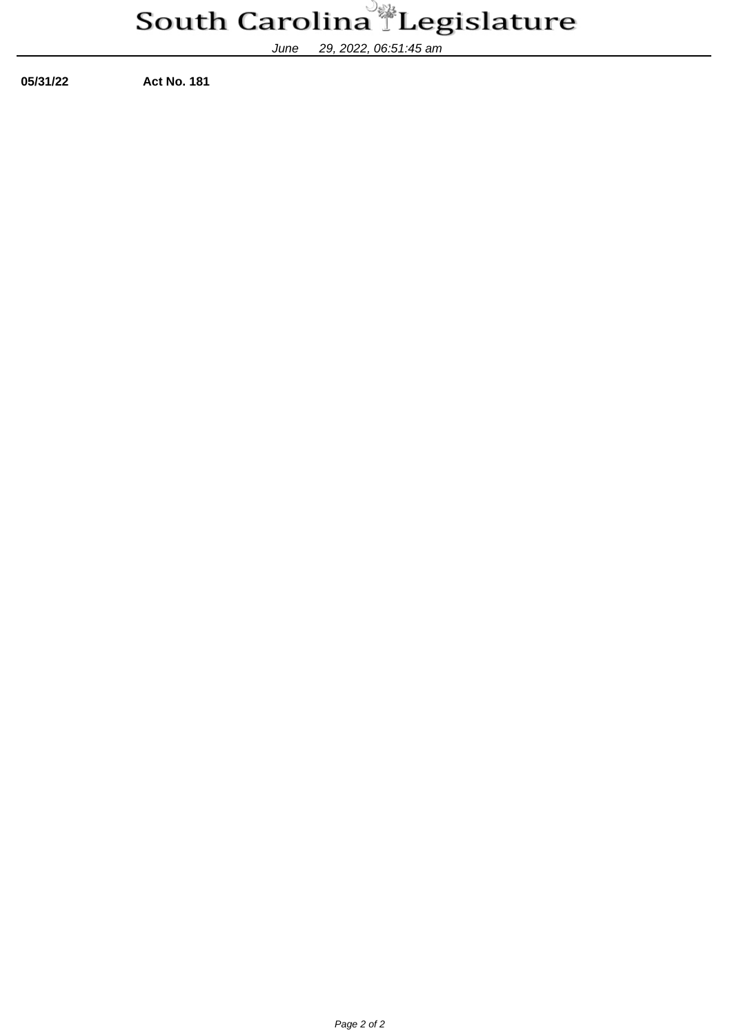| | |
|---|---|
| **05/31/22** | **Act No. 181** |